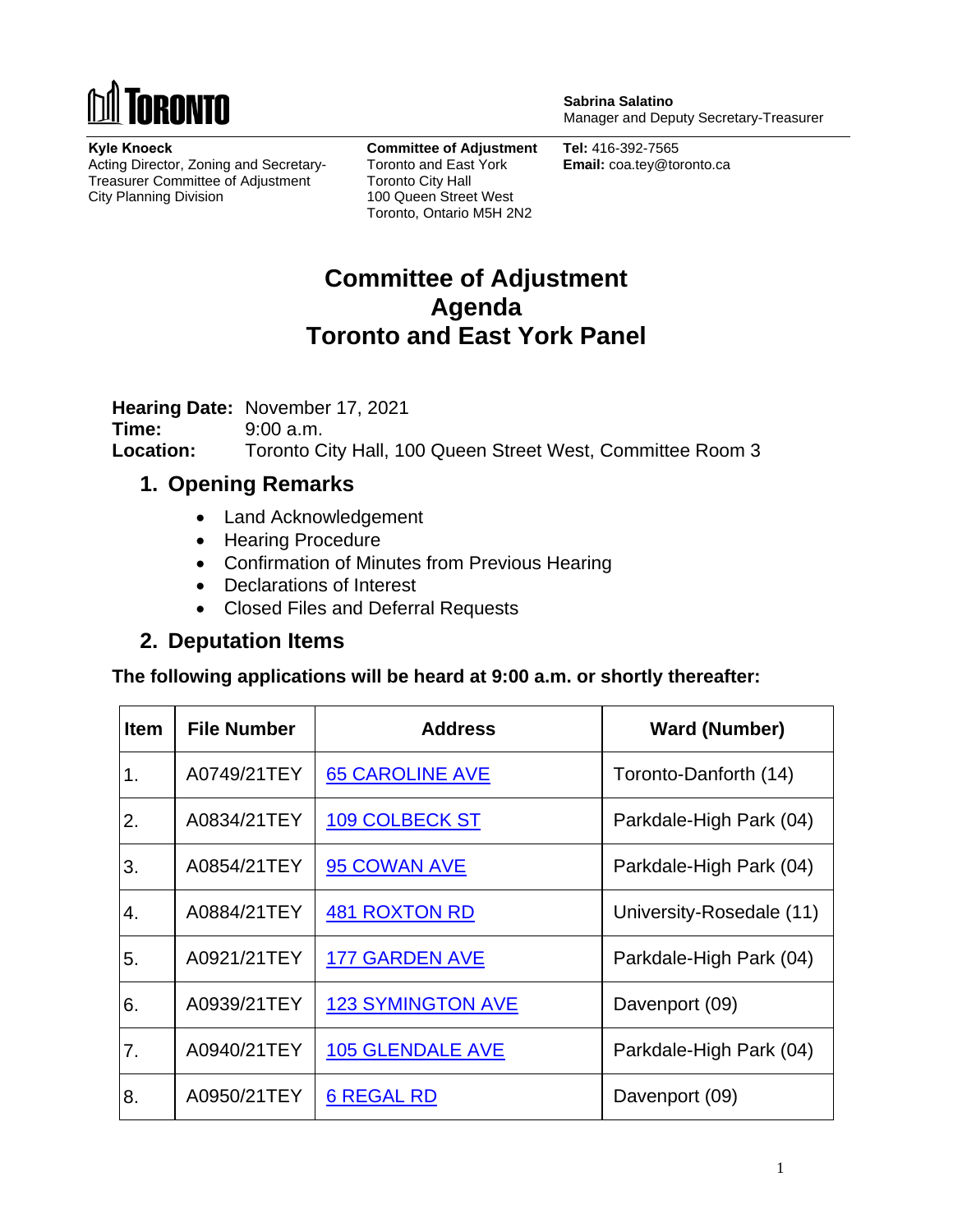TORONTO

**Sabrina Salatino**
Manager and Deputy Secretary-Treasurer

**Kyle Knoeck**
Acting Director, Zoning and Secretary-Treasurer Committee of Adjustment
City Planning Division

**Committee of Adjustment**
Toronto and East York
Toronto City Hall
100 Queen Street West
Toronto, Ontario M5H 2N2

**Tel:** 416-392-7565
**Email:** coa.tey@toronto.ca

# Committee of Adjustment Agenda Toronto and East York Panel

**Hearing Date:** November 17, 2021
**Time:** 9:00 a.m.
**Location:** Toronto City Hall, 100 Queen Street West, Committee Room 3

## 1. Opening Remarks

- Land Acknowledgement
- Hearing Procedure
- Confirmation of Minutes from Previous Hearing
- Declarations of Interest
- Closed Files and Deferral Requests

## 2. Deputation Items

**The following applications will be heard at 9:00 a.m. or shortly thereafter:**

| Item | File Number | Address | Ward (Number) |
|---|---|---|---|
| 1. | A0749/21TEY | 65 CAROLINE AVE | Toronto-Danforth (14) |
| 2. | A0834/21TEY | 109 COLBECK ST | Parkdale-High Park (04) |
| 3. | A0854/21TEY | 95 COWAN AVE | Parkdale-High Park (04) |
| 4. | A0884/21TEY | 481 ROXTON RD | University-Rosedale (11) |
| 5. | A0921/21TEY | 177 GARDEN AVE | Parkdale-High Park (04) |
| 6. | A0939/21TEY | 123 SYMINGTON AVE | Davenport (09) |
| 7. | A0940/21TEY | 105 GLENDALE AVE | Parkdale-High Park (04) |
| 8. | A0950/21TEY | 6 REGAL RD | Davenport (09) |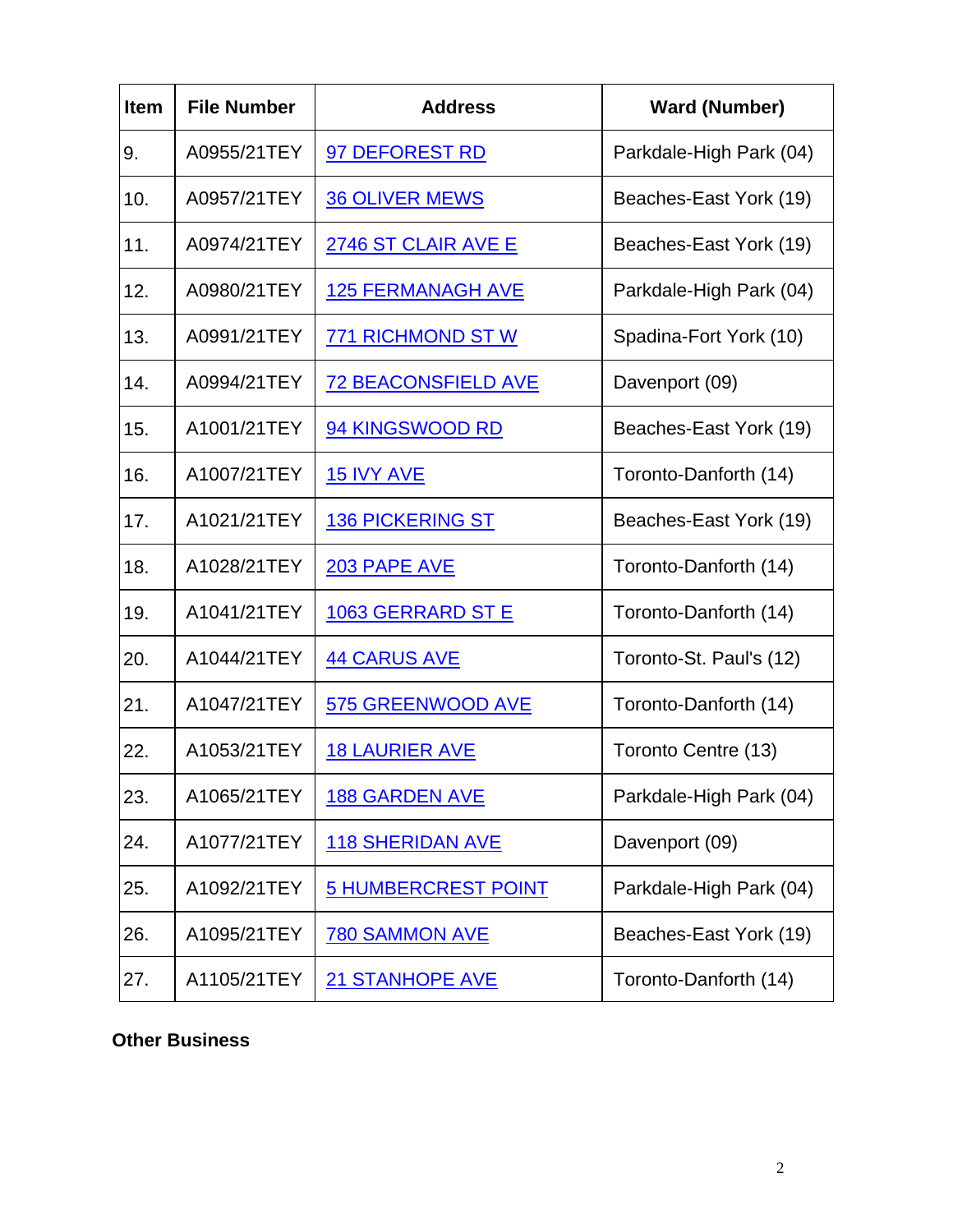| Item | File Number | Address | Ward (Number) |
|---|---|---|---|
| 9. | A0955/21TEY | 97 DEFOREST RD | Parkdale-High Park (04) |
| 10. | A0957/21TEY | 36 OLIVER MEWS | Beaches-East York (19) |
| 11. | A0974/21TEY | 2746 ST CLAIR AVE E | Beaches-East York (19) |
| 12. | A0980/21TEY | 125 FERMANAGH AVE | Parkdale-High Park (04) |
| 13. | A0991/21TEY | 771 RICHMOND ST W | Spadina-Fort York (10) |
| 14. | A0994/21TEY | 72 BEACONSFIELD AVE | Davenport (09) |
| 15. | A1001/21TEY | 94 KINGSWOOD RD | Beaches-East York (19) |
| 16. | A1007/21TEY | 15 IVY AVE | Toronto-Danforth (14) |
| 17. | A1021/21TEY | 136 PICKERING ST | Beaches-East York (19) |
| 18. | A1028/21TEY | 203 PAPE AVE | Toronto-Danforth (14) |
| 19. | A1041/21TEY | 1063 GERRARD ST E | Toronto-Danforth (14) |
| 20. | A1044/21TEY | 44 CARUS AVE | Toronto-St. Paul's (12) |
| 21. | A1047/21TEY | 575 GREENWOOD AVE | Toronto-Danforth (14) |
| 22. | A1053/21TEY | 18 LAURIER AVE | Toronto Centre (13) |
| 23. | A1065/21TEY | 188 GARDEN AVE | Parkdale-High Park (04) |
| 24. | A1077/21TEY | 118 SHERIDAN AVE | Davenport (09) |
| 25. | A1092/21TEY | 5 HUMBERCREST POINT | Parkdale-High Park (04) |
| 26. | A1095/21TEY | 780 SAMMON AVE | Beaches-East York (19) |
| 27. | A1105/21TEY | 21 STANHOPE AVE | Toronto-Danforth (14) |

**Other Business**